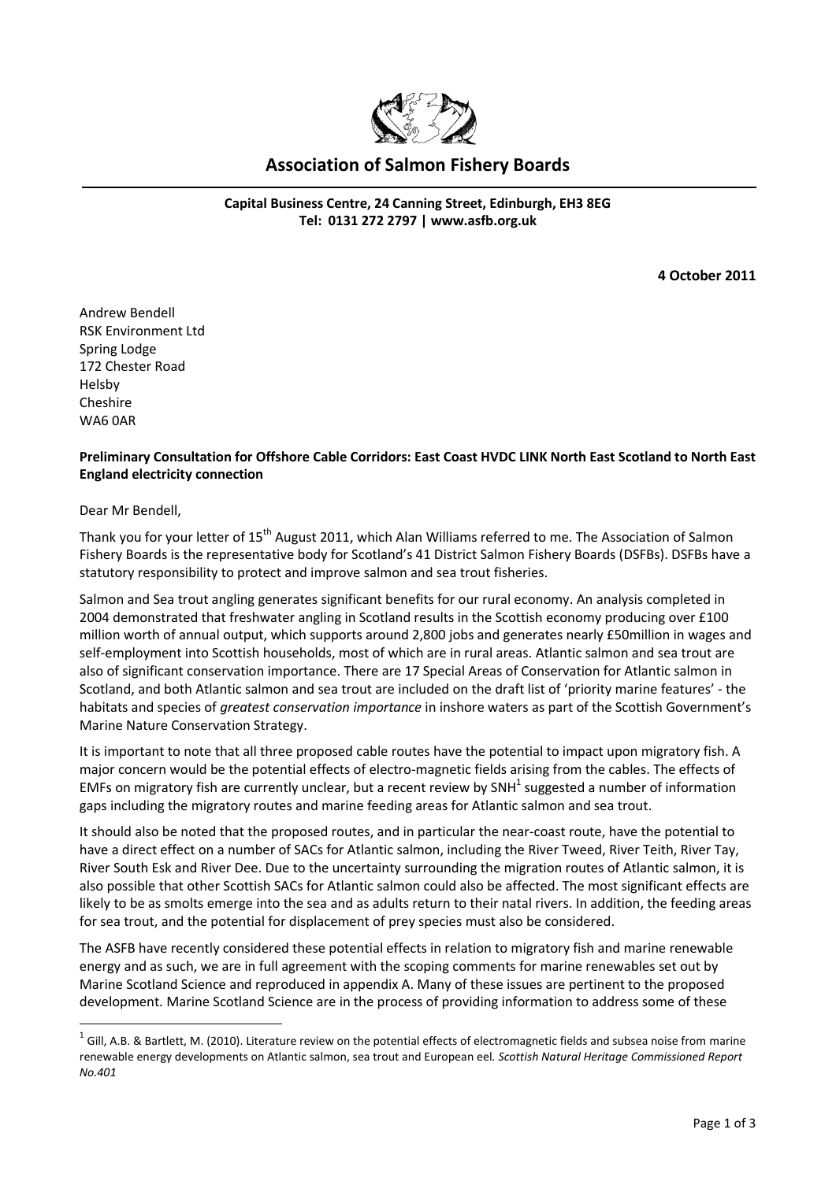# Association of Salmon Fishery Boards

**Capital Business Centre, 24 Canning Street, Edinburgh, EH3 8EG**
**Tel: 0131 272 2797 | www.asfb.org.uk**

**4 October 2011**

Andrew Bendell
RSK Environment Ltd
Spring Lodge
172 Chester Road
Helsby
Cheshire
WA6 0AR

**Preliminary Consultation for Offshore Cable Corridors: East Coast HVDC LINK North East Scotland to North East England electricity connection**

Dear Mr Bendell,

Thank you for your letter of 15th August 2011, which Alan Williams referred to me. The Association of Salmon Fishery Boards is the representative body for Scotland's 41 District Salmon Fishery Boards (DSFBs). DSFBs have a statutory responsibility to protect and improve salmon and sea trout fisheries.

Salmon and Sea trout angling generates significant benefits for our rural economy. An analysis completed in 2004 demonstrated that freshwater angling in Scotland results in the Scottish economy producing over £100 million worth of annual output, which supports around 2,800 jobs and generates nearly £50million in wages and self-employment into Scottish households, most of which are in rural areas. Atlantic salmon and sea trout are also of significant conservation importance. There are 17 Special Areas of Conservation for Atlantic salmon in Scotland, and both Atlantic salmon and sea trout are included on the draft list of 'priority marine features' - the habitats and species of *greatest conservation importance* in inshore waters as part of the Scottish Government's Marine Nature Conservation Strategy.

It is important to note that all three proposed cable routes have the potential to impact upon migratory fish. A major concern would be the potential effects of electro-magnetic fields arising from the cables. The effects of EMFs on migratory fish are currently unclear, but a recent review by SNH[1] suggested a number of information gaps including the migratory routes and marine feeding areas for Atlantic salmon and sea trout.

It should also be noted that the proposed routes, and in particular the near-coast route, have the potential to have a direct effect on a number of SACs for Atlantic salmon, including the River Tweed, River Teith, River Tay, River South Esk and River Dee. Due to the uncertainty surrounding the migration routes of Atlantic salmon, it is also possible that other Scottish SACs for Atlantic salmon could also be affected. The most significant effects are likely to be as smolts emerge into the sea and as adults return to their natal rivers. In addition, the feeding areas for sea trout, and the potential for displacement of prey species must also be considered.

The ASFB have recently considered these potential effects in relation to migratory fish and marine renewable energy and as such, we are in full agreement with the scoping comments for marine renewables set out by Marine Scotland Science and reproduced in appendix A. Many of these issues are pertinent to the proposed development. Marine Scotland Science are in the process of providing information to address some of these

[1] Gill, A.B. & Bartlett, M. (2010). Literature review on the potential effects of electromagnetic fields and subsea noise from marine renewable energy developments on Atlantic salmon, sea trout and European eel. *Scottish Natural Heritage Commissioned Report No.401*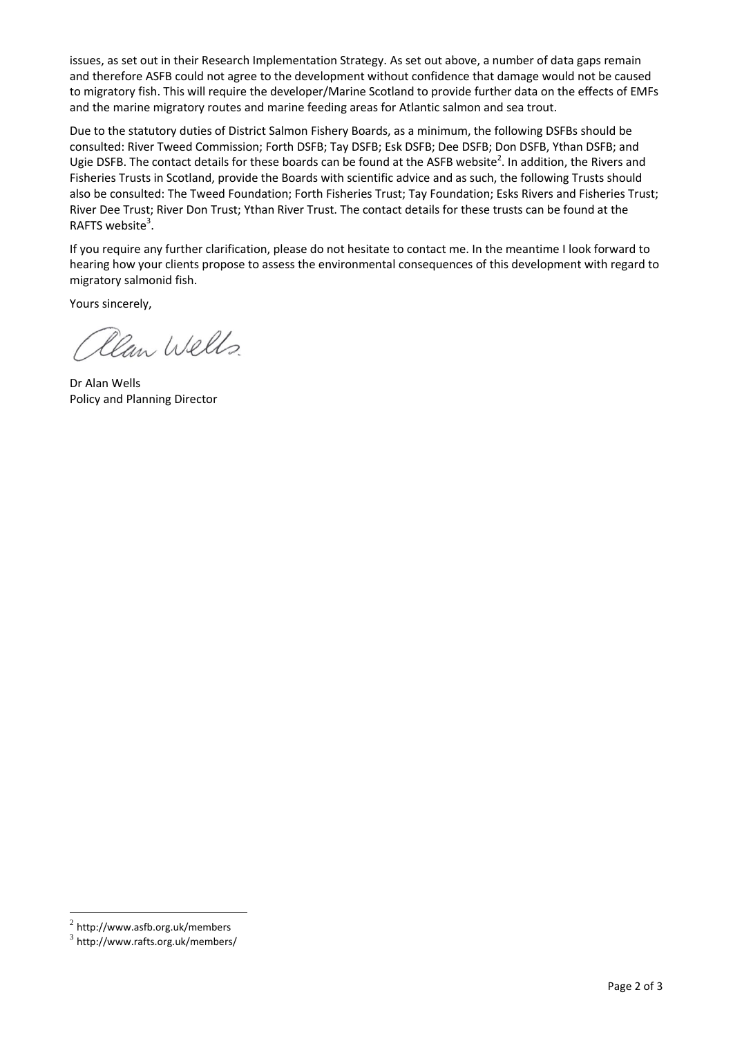issues, as set out in their Research Implementation Strategy. As set out above, a number of data gaps remain and therefore ASFB could not agree to the development without confidence that damage would not be caused to migratory fish. This will require the developer/Marine Scotland to provide further data on the effects of EMFs and the marine migratory routes and marine feeding areas for Atlantic salmon and sea trout.

Due to the statutory duties of District Salmon Fishery Boards, as a minimum, the following DSFBs should be consulted: River Tweed Commission; Forth DSFB; Tay DSFB; Esk DSFB; Dee DSFB; Don DSFB, Ythan DSFB; and Ugie DSFB. The contact details for these boards can be found at the ASFB website[2]. In addition, the Rivers and Fisheries Trusts in Scotland, provide the Boards with scientific advice and as such, the following Trusts should also be consulted: The Tweed Foundation; Forth Fisheries Trust; Tay Foundation; Esks Rivers and Fisheries Trust; River Dee Trust; River Don Trust; Ythan River Trust. The contact details for these trusts can be found at the RAFTS website[3].

If you require any further clarification, please do not hesitate to contact me. In the meantime I look forward to hearing how your clients propose to assess the environmental consequences of this development with regard to migratory salmonid fish.

Yours sincerely,

Alan Wells

Dr Alan Wells
Policy and Planning Director

---

[2] http://www.asfb.org.uk/members

[3] http://www.rafts.org.uk/members/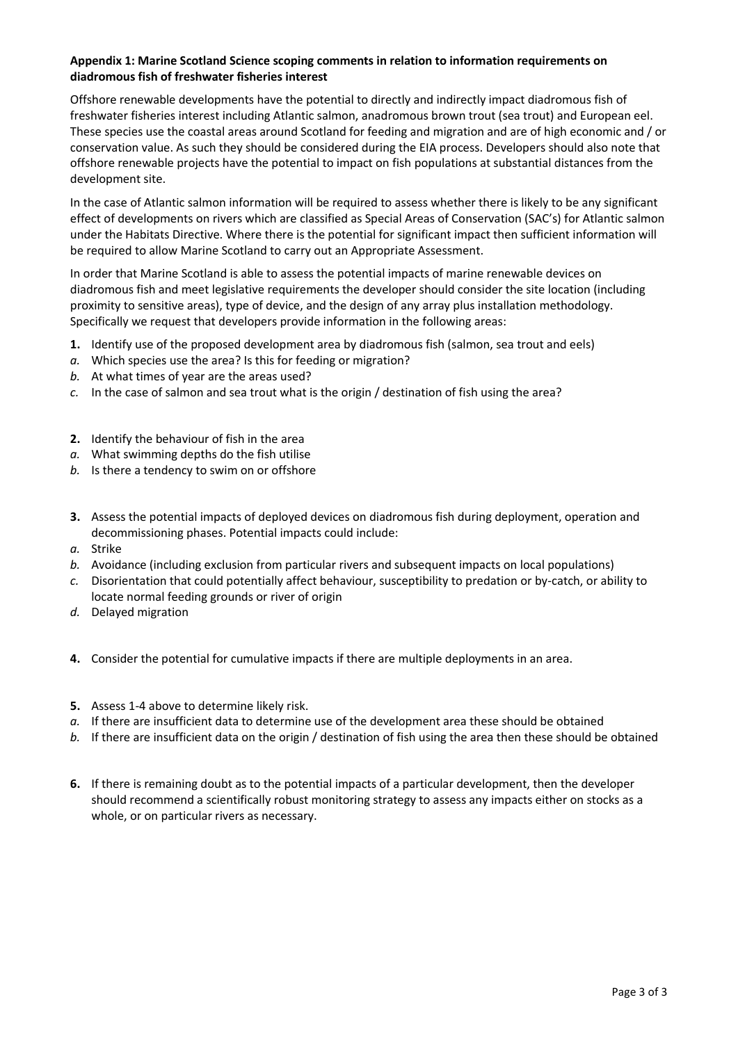**Appendix 1: Marine Scotland Science scoping comments in relation to information requirements on diadromous fish of freshwater fisheries interest**

Offshore renewable developments have the potential to directly and indirectly impact diadromous fish of freshwater fisheries interest including Atlantic salmon, anadromous brown trout (sea trout) and European eel. These species use the coastal areas around Scotland for feeding and migration and are of high economic and / or conservation value. As such they should be considered during the EIA process. Developers should also note that offshore renewable projects have the potential to impact on fish populations at substantial distances from the development site.

In the case of Atlantic salmon information will be required to assess whether there is likely to be any significant effect of developments on rivers which are classified as Special Areas of Conservation (SAC's) for Atlantic salmon under the Habitats Directive. Where there is the potential for significant impact then sufficient information will be required to allow Marine Scotland to carry out an Appropriate Assessment.

In order that Marine Scotland is able to assess the potential impacts of marine renewable devices on diadromous fish and meet legislative requirements the developer should consider the site location (including proximity to sensitive areas), type of device, and the design of any array plus installation methodology. Specifically we request that developers provide information in the following areas:

**1.** Identify use of the proposed development area by diadromous fish (salmon, sea trout and eels)

*a.* Which species use the area? Is this for feeding or migration?

*b.* At what times of year are the areas used?

*c.* In the case of salmon and sea trout what is the origin / destination of fish using the area?

**2.** Identify the behaviour of fish in the area

*a.* What swimming depths do the fish utilise

*b.* Is there a tendency to swim on or offshore

**3.** Assess the potential impacts of deployed devices on diadromous fish during deployment, operation and decommissioning phases. Potential impacts could include:

*a.* Strike

*b.* Avoidance (including exclusion from particular rivers and subsequent impacts on local populations)

*c.* Disorientation that could potentially affect behaviour, susceptibility to predation or by-catch, or ability to locate normal feeding grounds or river of origin

*d.* Delayed migration

**4.** Consider the potential for cumulative impacts if there are multiple deployments in an area.

**5.** Assess 1-4 above to determine likely risk.

*a.* If there are insufficient data to determine use of the development area these should be obtained

*b.* If there are insufficient data on the origin / destination of fish using the area then these should be obtained

**6.** If there is remaining doubt as to the potential impacts of a particular development, then the developer should recommend a scientifically robust monitoring strategy to assess any impacts either on stocks as a whole, or on particular rivers as necessary.